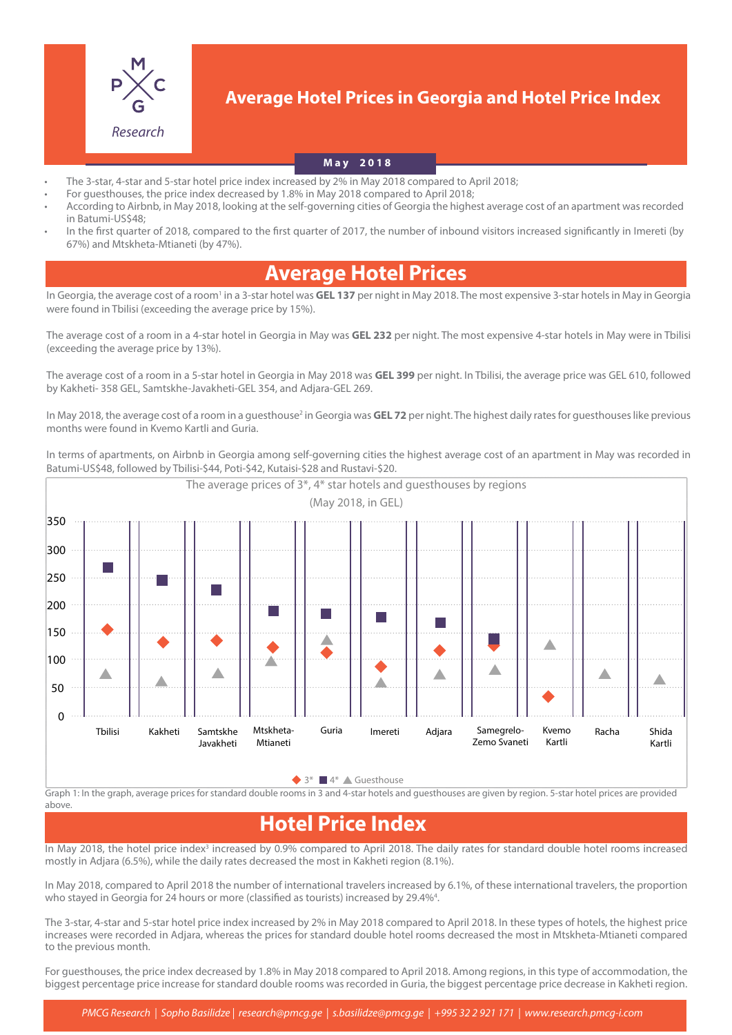PMCG Research

# Average Hotel Prices in Georgia and Hotel Price Index

**May 2018**

- The 3-star, 4-star and 5-star hotel price index increased by 2% in May 2018 compared to April 2018;
- For guesthouses, the price index decreased by 1.8% in May 2018 compared to April 2018;
- According to Airbnb, in May 2018, looking at the self-governing cities of Georgia the highest average cost of an apartment was recorded in Batumi-US$48;
- In the first quarter of 2018, compared to the first quarter of 2017, the number of inbound visitors increased significantly in Imereti (by 67%) and Mtskheta-Mtianeti (by 47%).

## Average Hotel Prices

In Georgia, the average cost of a room[1] in a 3-star hotel was **GEL 137** per night in May 2018. The most expensive 3-star hotels in May in Georgia were found in Tbilisi (exceeding the average price by 15%).

The average cost of a room in a 4-star hotel in Georgia in May was **GEL 232** per night. The most expensive 4-star hotels in May were in Tbilisi (exceeding the average price by 13%).

The average cost of a room in a 5-star hotel in Georgia in May 2018 was **GEL 399** per night. In Tbilisi, the average price was GEL 610, followed by Kakheti- 358 GEL, Samtskhe-Javakheti-GEL 354, and Adjara-GEL 269.

In May 2018, the average cost of a room in a guesthouse[2] in Georgia was **GEL 72** per night. The highest daily rates for guesthouses like previous months were found in Kvemo Kartli and Guria.

In terms of apartments, on Airbnb in Georgia among self-governing cities the highest average cost of an apartment in May was recorded in Batumi-US$48, followed by Tbilisi-$44, Poti-$42, Kutaisi-$28 and Rustavi-$20.

The average prices of 3*, 4* star hotels and guesthouses by regions (May 2018, in GEL)

Legend: 3*, 4*, Guesthouse

Graph 1: In the graph, average prices for standard double rooms in 3 and 4-star hotels and guesthouses are given by region. 5-star hotel prices are provided above.

## Hotel Price Index

In May 2018, the hotel price index[3] increased by 0.9% compared to April 2018. The daily rates for standard double hotel rooms increased mostly in Adjara (6.5%), while the daily rates decreased the most in Kakheti region (8.1%).

In May 2018, compared to April 2018 the number of international travelers increased by 6.1%, of these international travelers, the proportion who stayed in Georgia for 24 hours or more (classified as tourists) increased by 29.4%[4].

The 3-star, 4-star and 5-star hotel price index increased by 2% in May 2018 compared to April 2018. In these types of hotels, the highest price increases were recorded in Adjara, whereas the prices for standard double hotel rooms decreased the most in Mtskheta-Mtianeti compared to the previous month.

For guesthouses, the price index decreased by 1.8% in May 2018 compared to April 2018. Among regions, in this type of accommodation, the biggest percentage price increase for standard double rooms was recorded in Guria, the biggest percentage price decrease in Kakheti region.

*PMCG Research | Sopho Basilidze | research@pmcg.ge | s.basilidze@pmcg.ge | +995 32 2 921 171 | www.research.pmcg-i.com*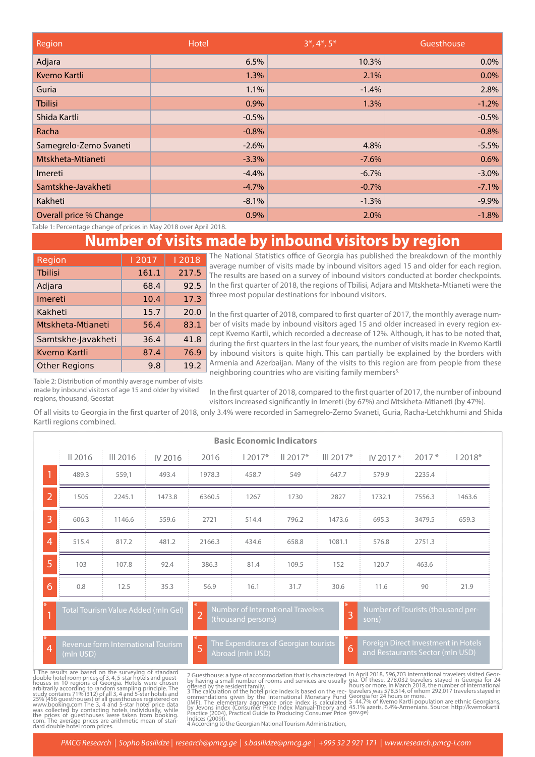| Region | Hotel | 3*, 4*, 5* | Guesthouse |
|---|---|---|---|
| Adjara | 6.5% | 10.3% | 0.0% |
| Kvemo Kartli | 1.3% | 2.1% | 0.0% |
| Guria | 1.1% | -1.4% | 2.8% |
| Tbilisi | 0.9% | 1.3% | -1.2% |
| Shida Kartli | -0.5% | | -0.5% |
| Racha | -0.8% | | -0.8% |
| Samegrelo-Zemo Svaneti | -2.6% | 4.8% | -5.5% |
| Mtskheta-Mtianeti | -3.3% | -7.6% | 0.6% |
| Imereti | -4.4% | -6.7% | -3.0% |
| Samtskhe-Javakheti | -4.7% | -0.7% | -7.1% |
| Kakheti | -8.1% | -1.3% | -9.9% |
| Overall price % Change | 0.9% | 2.0% | -1.8% |

Table 1: Percentage change of prices in May 2018 over April 2018.

# Number of visits made by inbound visitors by region

| Region | I 2017 | I 2018 |
|---|---|---|
| Tbilisi | 161.1 | 217.5 |
| Adjara | 68.4 | 92.5 |
| Imereti | 10.4 | 17.3 |
| Kakheti | 15.7 | 20.0 |
| Mtskheta-Mtianeti | 56.4 | 83.1 |
| Samtskhe-Javakheti | 36.4 | 41.8 |
| Kvemo Kartli | 87.4 | 76.9 |
| Other Regions | 9.8 | 19.2 |

Table 2: Distribution of monthly average number of visits made by inbound visitors of age 15 and older by visited regions, thousand, Geostat

The National Statistics office of Georgia has published the breakdown of the monthly average number of visits made by inbound visitors aged 15 and older for each region. The results are based on a survey of inbound visitors conducted at border checkpoints. In the first quarter of 2018, the regions of Tbilisi, Adjara and Mtskheta-Mtianeti were the three most popular destinations for inbound visitors.

In the first quarter of 2018, compared to first quarter of 2017, the monthly average number of visits made by inbound visitors aged 15 and older increased in every region except Kvemo Kartli, which recorded a decrease of 12%. Although, it has to be noted that, during the first quarters in the last four years, the number of visits made in Kvemo Kartli by inbound visitors is quite high. This can partially be explained by the borders with Armenia and Azerbaijan. Many of the visits to this region are from people from these neighboring countries who are visiting family members[5].

In the first quarter of 2018, compared to the first quarter of 2017, the number of inbound visitors increased significantly in Imereti (by 67%) and Mtskheta-Mtianeti (by 47%).

Of all visits to Georgia in the first quarter of 2018, only 3.4% were recorded in Samegrelo-Zemo Svaneti, Guria, Racha-Letchkhumi and Shida Kartli regions combined.

## Basic Economic Indicators

| | II 2016 | III 2016 | IV 2016 | 2016 | I 2017* | II 2017* | III 2017* | IV 2017 * | 2017 * | I 2018* |
|---|---|---|---|---|---|---|---|---|---|---|
| 1 | 489.3 | 559,1 | 493.4 | 1978.3 | 458.7 | 549 | 647.7 | 579.9 | 2235.4 | |
| 2 | 1505 | 2245.1 | 1473.8 | 6360.5 | 1267 | 1730 | 2827 | 1732.1 | 7556.3 | 1463.6 |
| 3 | 606.3 | 1146.6 | 559.6 | 2721 | 514.4 | 796.2 | 1473.6 | 695.3 | 3479.5 | 659.3 |
| 4 | 515.4 | 817.2 | 481.2 | 2166.3 | 434.6 | 658.8 | 1081.1 | 576.8 | 2751.3 | |
| 5 | 103 | 107.8 | 92.4 | 386.3 | 81.4 | 109.5 | 152 | 120.7 | 463.6 | |
| 6 | 0.8 | 12.5 | 35.3 | 56.9 | 16.1 | 31.7 | 30.6 | 11.6 | 90 | 21.9 |

1 Total Tourism Value Added (mln Gel)
2 Number of International Travelers (thousand persons)
3 Number of Tourists (thousand persons)
4 Revenue form International Tourism (mln USD)
5 The Expenditures of Georgian tourists Abroad (mln USD)
6 Foreign Direct Investment in Hotels and Restaurants Sector (mln USD)

1 The results are based on the surveying of standard double hotel room prices of 3, 4, 5-star hotels and guesthouses in 10 regions of Georgia. Hotels were chosen arbitrarily according to random sampling principle. The study contains 71% (312) of all 3, 4 and 5-star hotels and 25% (456 guesthouses) of all guesthouses registered on www.booking.com The 3, 4 and 5-star hotel price data was collected by contacting hotels individually, while the prices of guesthouses were taken from booking.com. The average prices are arithmetic mean of standard double hotel room prices.

2 Guesthouse: a type of accommodation that is characterized by having a small number of rooms and services are usually offered by the resident family.
3 The calculation of the hotel price index is based on the recommendations given by the International Monetary Fund (IMF). The elementary aggregate price index is calculated by Jevons index (Consumer Price Index Manual-Theory and Practice (2004), Practical Guide to Producing Consumer Price Indices (2009)).
4 According to the Georgian National Tourism Administration, in April 2018, 596,703 international travelers visited Georgia. Of these, 278,032 travelers stayed in Georgia for 24 hours or more. In March 2018, the number of international travelers was 578,514, of whom 292,017 travelers stayed in Georgia for 24 hours or more.
5 44.7% of Kvemo Kartli population are ethnic Georgians, 45.1% azeris, 6.4%-Armenians. Source: http://kvemokartli.gov.ge)

PMCG Research | Sopho Basilidze | research@pmcg.ge | s.basilidze@pmcg.ge | +995 32 2 921 171 | www.research.pmcg-i.com